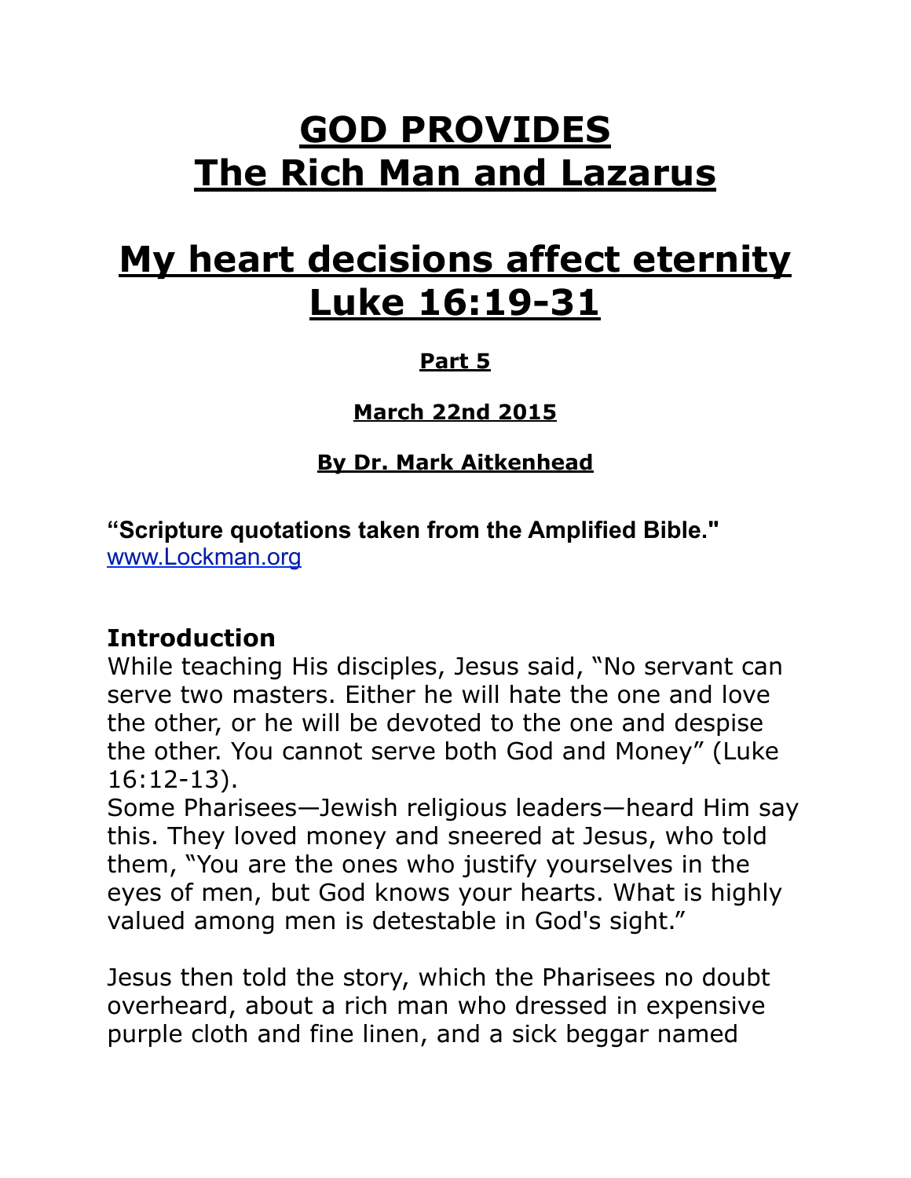# GOD PROVIDES
# The Rich Man and Lazarus

# My heart decisions affect eternity
# Luke 16:19-31

**Part 5**

**March 22nd 2015**

**By Dr. Mark Aitkenhead**

**"Scripture quotations taken from the Amplified Bible."**
www.Lockman.org

### Introduction

While teaching His disciples, Jesus said, "No servant can serve two masters. Either he will hate the one and love the other, or he will be devoted to the one and despise the other. You cannot serve both God and Money" (Luke 16:12-13).
Some Pharisees—Jewish religious leaders—heard Him say this. They loved money and sneered at Jesus, who told them, "You are the ones who justify yourselves in the eyes of men, but God knows your hearts. What is highly valued among men is detestable in God's sight."

Jesus then told the story, which the Pharisees no doubt overheard, about a rich man who dressed in expensive purple cloth and fine linen, and a sick beggar named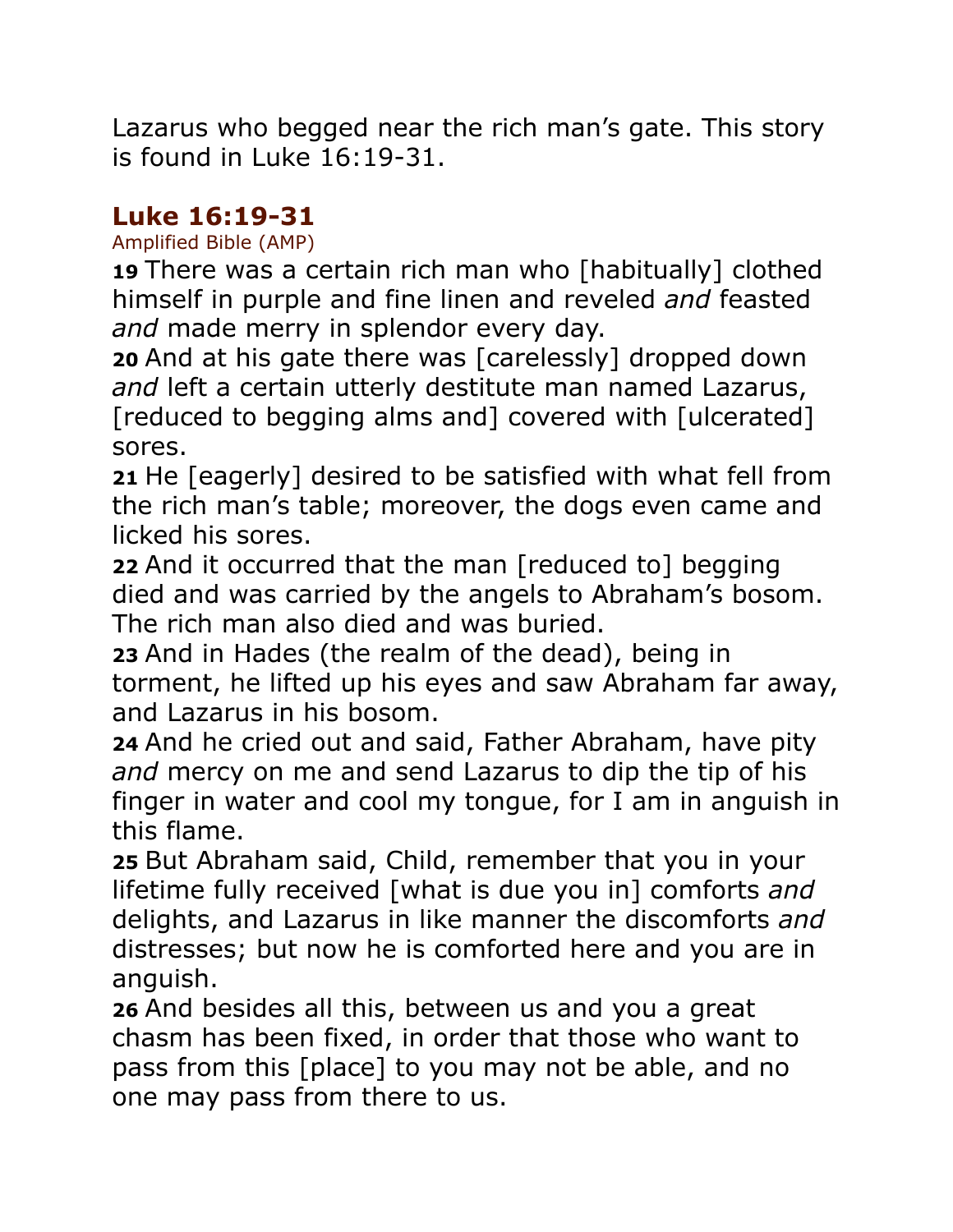Lazarus who begged near the rich man's gate. This story is found in Luke 16:19-31.

## Luke 16:19-31

Amplified Bible (AMP)

**19** There was a certain rich man who [habitually] clothed himself in purple and fine linen and reveled *and* feasted *and* made merry in splendor every day.
**20** And at his gate there was [carelessly] dropped down *and* left a certain utterly destitute man named Lazarus, [reduced to begging alms and] covered with [ulcerated] sores.
**21** He [eagerly] desired to be satisfied with what fell from the rich man's table; moreover, the dogs even came and licked his sores.
**22** And it occurred that the man [reduced to] begging died and was carried by the angels to Abraham's bosom. The rich man also died and was buried.
**23** And in Hades (the realm of the dead), being in torment, he lifted up his eyes and saw Abraham far away, and Lazarus in his bosom.
**24** And he cried out and said, Father Abraham, have pity *and* mercy on me and send Lazarus to dip the tip of his finger in water and cool my tongue, for I am in anguish in this flame.
**25** But Abraham said, Child, remember that you in your lifetime fully received [what is due you in] comforts *and* delights, and Lazarus in like manner the discomforts *and* distresses; but now he is comforted here and you are in anguish.
**26** And besides all this, between us and you a great chasm has been fixed, in order that those who want to pass from this [place] to you may not be able, and no one may pass from there to us.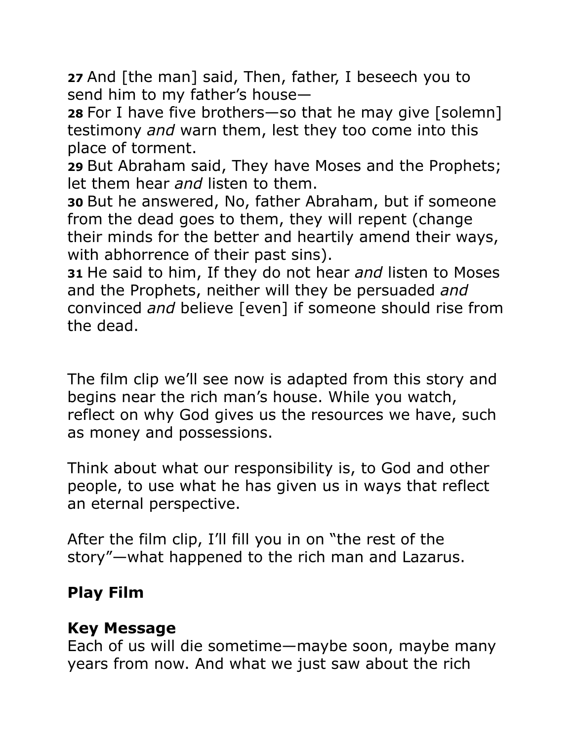**27** And [the man] said, Then, father, I beseech you to send him to my father's house—
**28** For I have five brothers—so that he may give [solemn] testimony *and* warn them, lest they too come into this place of torment.
**29** But Abraham said, They have Moses and the Prophets; let them hear *and* listen to them.
**30** But he answered, No, father Abraham, but if someone from the dead goes to them, they will repent (change their minds for the better and heartily amend their ways, with abhorrence of their past sins).
**31** He said to him, If they do not hear *and* listen to Moses and the Prophets, neither will they be persuaded *and* convinced *and* believe [even] if someone should rise from the dead.

The film clip we'll see now is adapted from this story and begins near the rich man's house. While you watch, reflect on why God gives us the resources we have, such as money and possessions.

Think about what our responsibility is, to God and other people, to use what he has given us in ways that reflect an eternal perspective.

After the film clip, I'll fill you in on "the rest of the story"—what happened to the rich man and Lazarus.

**Play Film**

**Key Message**
Each of us will die sometime—maybe soon, maybe many years from now. And what we just saw about the rich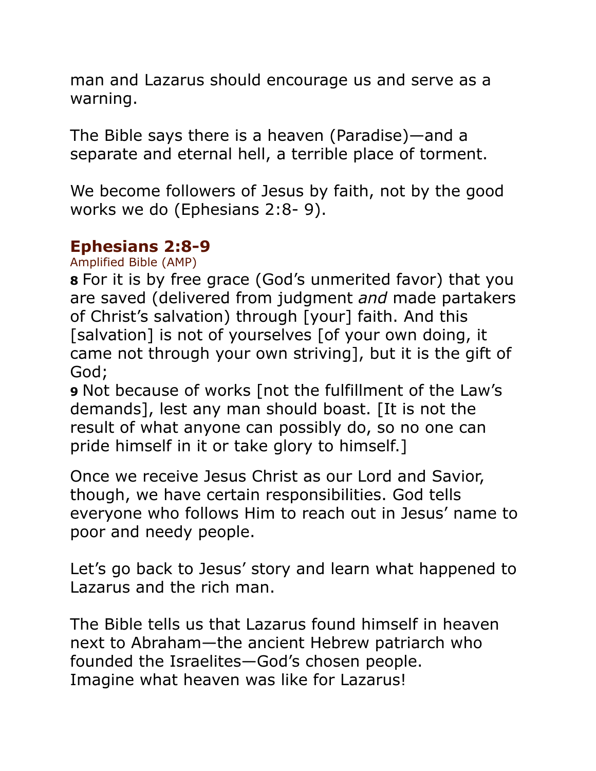man and Lazarus should encourage us and serve as a warning.

The Bible says there is a heaven (Paradise)—and a separate and eternal hell, a terrible place of torment.

We become followers of Jesus by faith, not by the good works we do (Ephesians 2:8- 9).

### Ephesians 2:8-9

Amplified Bible (AMP)

**8** For it is by free grace (God's unmerited favor) that you are saved (delivered from judgment *and* made partakers of Christ's salvation) through [your] faith. And this [salvation] is not of yourselves [of your own doing, it came not through your own striving], but it is the gift of God;
**9** Not because of works [not the fulfillment of the Law's demands], lest any man should boast. [It is not the result of what anyone can possibly do, so no one can pride himself in it or take glory to himself.]

Once we receive Jesus Christ as our Lord and Savior, though, we have certain responsibilities. God tells everyone who follows Him to reach out in Jesus' name to poor and needy people.

Let's go back to Jesus' story and learn what happened to Lazarus and the rich man.

The Bible tells us that Lazarus found himself in heaven next to Abraham—the ancient Hebrew patriarch who founded the Israelites—God's chosen people.
Imagine what heaven was like for Lazarus!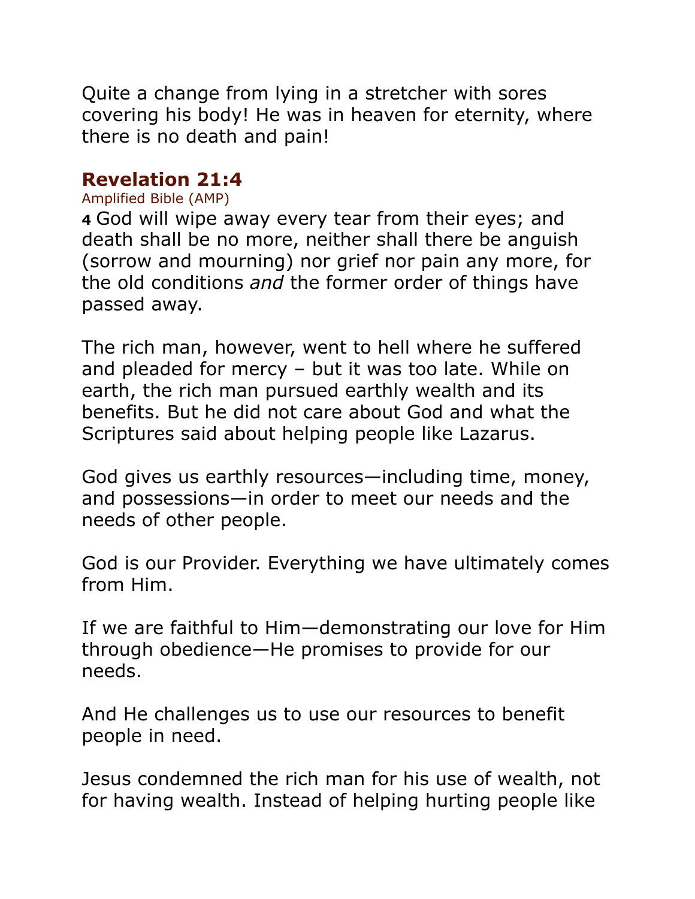Quite a change from lying in a stretcher with sores covering his body! He was in heaven for eternity, where there is no death and pain!

## Revelation 21:4

Amplified Bible (AMP)

**4** God will wipe away every tear from their eyes; and death shall be no more, neither shall there be anguish (sorrow and mourning) nor grief nor pain any more, for the old conditions *and* the former order of things have passed away.

The rich man, however, went to hell where he suffered and pleaded for mercy – but it was too late. While on earth, the rich man pursued earthly wealth and its benefits. But he did not care about God and what the Scriptures said about helping people like Lazarus.

God gives us earthly resources—including time, money, and possessions—in order to meet our needs and the needs of other people.

God is our Provider. Everything we have ultimately comes from Him.

If we are faithful to Him—demonstrating our love for Him through obedience—He promises to provide for our needs.

And He challenges us to use our resources to benefit people in need.

Jesus condemned the rich man for his use of wealth, not for having wealth. Instead of helping hurting people like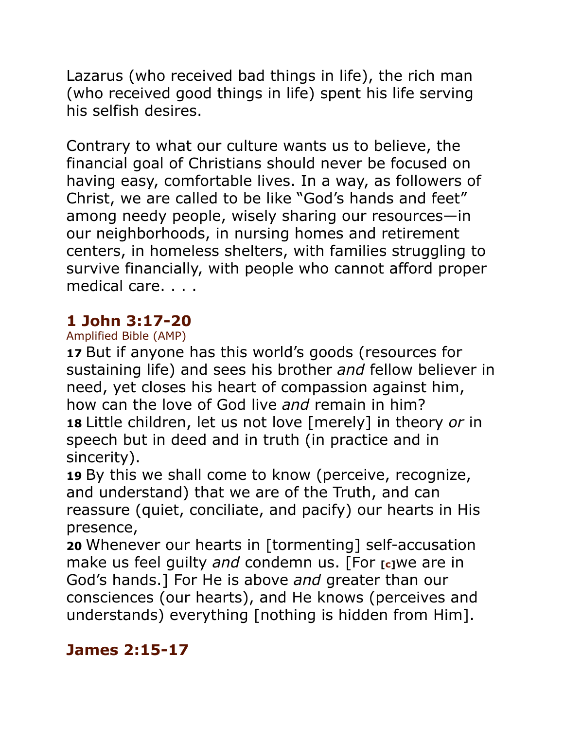Lazarus (who received bad things in life), the rich man (who received good things in life) spent his life serving his selfish desires.

Contrary to what our culture wants us to believe, the financial goal of Christians should never be focused on having easy, comfortable lives. In a way, as followers of Christ, we are called to be like “God’s hands and feet” among needy people, wisely sharing our resources—in our neighborhoods, in nursing homes and retirement centers, in homeless shelters, with families struggling to survive financially, with people who cannot afford proper medical care. . . .

## 1 John 3:17-20

Amplified Bible (AMP)

**17** But if anyone has this world’s goods (resources for sustaining life) and sees his brother *and* fellow believer in need, yet closes his heart of compassion against him, how can the love of God live *and* remain in him?
**18** Little children, let us not love [merely] in theory *or* in speech but in deed and in truth (in practice and in sincerity).
**19** By this we shall come to know (perceive, recognize, and understand) that we are of the Truth, and can reassure (quiet, conciliate, and pacify) our hearts in His presence,
**20** Whenever our hearts in [tormenting] self-accusation make us feel guilty *and* condemn us. [For [c]we are in God’s hands.] For He is above *and* greater than our consciences (our hearts), and He knows (perceives and understands) everything [nothing is hidden from Him].

## James 2:15-17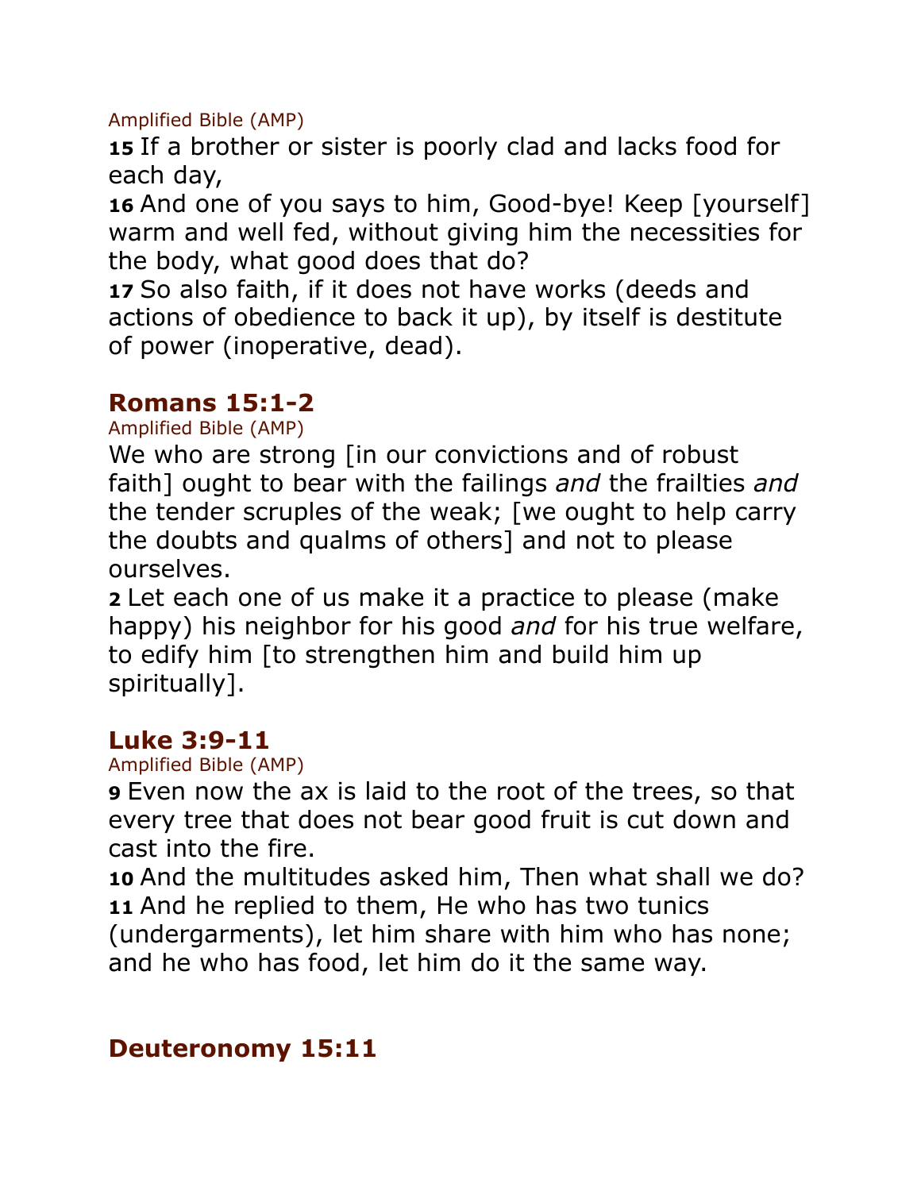Amplified Bible (AMP)

**15** If a brother or sister is poorly clad and lacks food for each day,

**16** And one of you says to him, Good-bye! Keep [yourself] warm and well fed, without giving him the necessities for the body, what good does that do?

**17** So also faith, if it does not have works (deeds and actions of obedience to back it up), by itself is destitute of power (inoperative, dead).

## Romans 15:1-2

Amplified Bible (AMP)

We who are strong [in our convictions and of robust faith] ought to bear with the failings *and* the frailties *and* the tender scruples of the weak; [we ought to help carry the doubts and qualms of others] and not to please ourselves.

**2** Let each one of us make it a practice to please (make happy) his neighbor for his good *and* for his true welfare, to edify him [to strengthen him and build him up spiritually].

## Luke 3:9-11

Amplified Bible (AMP)

**9** Even now the ax is laid to the root of the trees, so that every tree that does not bear good fruit is cut down and cast into the fire.

**10** And the multitudes asked him, Then what shall we do?

**11** And he replied to them, He who has two tunics (undergarments), let him share with him who has none; and he who has food, let him do it the same way.

## Deuteronomy 15:11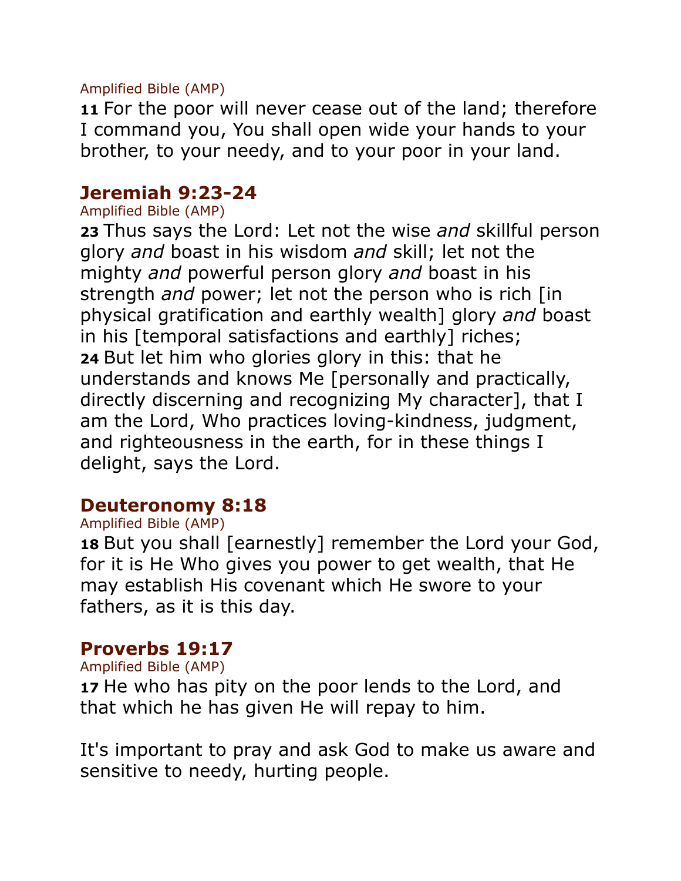Amplified Bible (AMP)

**11** For the poor will never cease out of the land; therefore I command you, You shall open wide your hands to your brother, to your needy, and to your poor in your land.

## Jeremiah 9:23-24

Amplified Bible (AMP)

**23** Thus says the Lord: Let not the wise *and* skillful person glory *and* boast in his wisdom *and* skill; let not the mighty *and* powerful person glory *and* boast in his strength *and* power; let not the person who is rich [in physical gratification and earthly wealth] glory *and* boast in his [temporal satisfactions and earthly] riches;

**24** But let him who glories glory in this: that he understands and knows Me [personally and practically, directly discerning and recognizing My character], that I am the Lord, Who practices loving-kindness, judgment, and righteousness in the earth, for in these things I delight, says the Lord.

## Deuteronomy 8:18

Amplified Bible (AMP)

**18** But you shall [earnestly] remember the Lord your God, for it is He Who gives you power to get wealth, that He may establish His covenant which He swore to your fathers, as it is this day.

## Proverbs 19:17

Amplified Bible (AMP)

**17** He who has pity on the poor lends to the Lord, and that which he has given He will repay to him.

It's important to pray and ask God to make us aware and sensitive to needy, hurting people.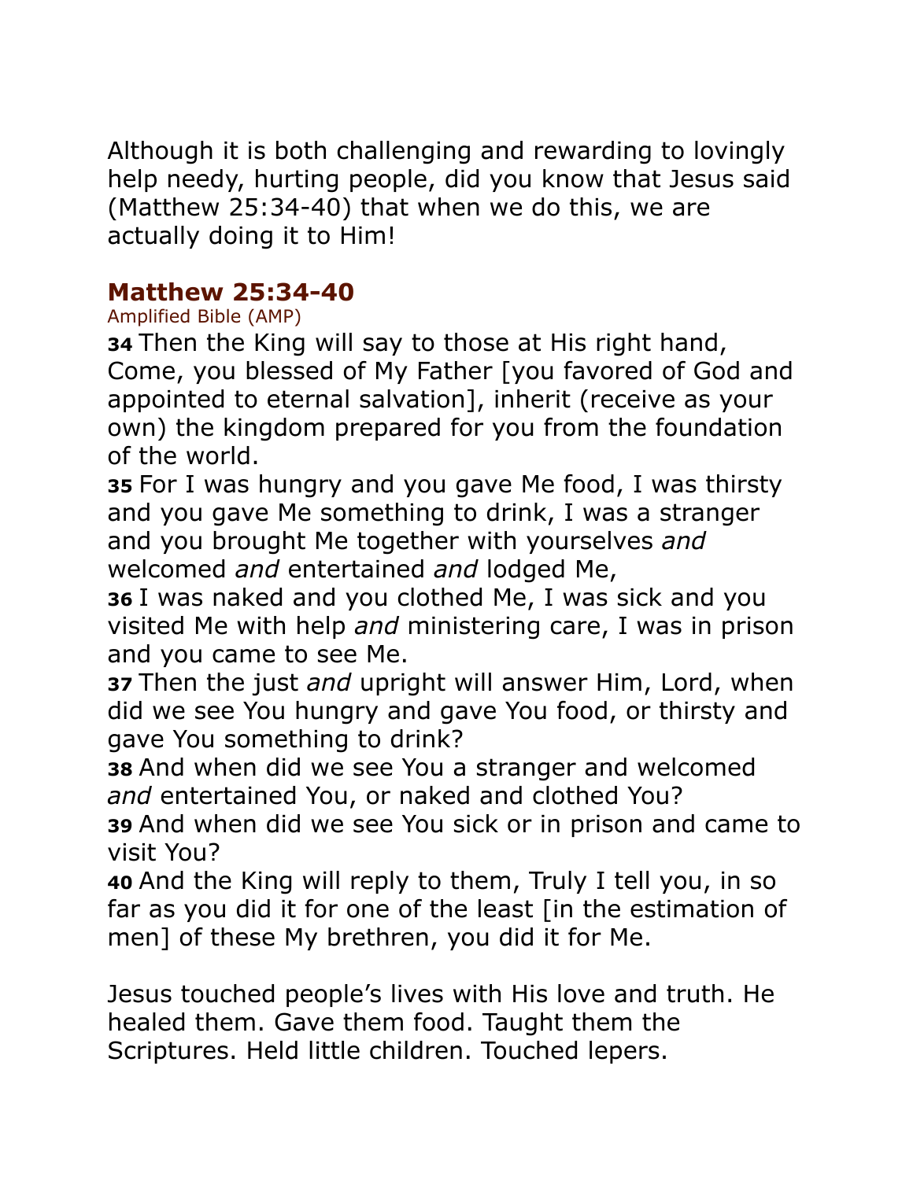Although it is both challenging and rewarding to lovingly help needy, hurting people, did you know that Jesus said (Matthew 25:34-40) that when we do this, we are actually doing it to Him!

## Matthew 25:34-40

Amplified Bible (AMP)

**34** Then the King will say to those at His right hand, Come, you blessed of My Father [you favored of God and appointed to eternal salvation], inherit (receive as your own) the kingdom prepared for you from the foundation of the world.
**35** For I was hungry and you gave Me food, I was thirsty and you gave Me something to drink, I was a stranger and you brought Me together with yourselves *and* welcomed *and* entertained *and* lodged Me,
**36** I was naked and you clothed Me, I was sick and you visited Me with help *and* ministering care, I was in prison and you came to see Me.
**37** Then the just *and* upright will answer Him, Lord, when did we see You hungry and gave You food, or thirsty and gave You something to drink?
**38** And when did we see You a stranger and welcomed *and* entertained You, or naked and clothed You?
**39** And when did we see You sick or in prison and came to visit You?
**40** And the King will reply to them, Truly I tell you, in so far as you did it for one of the least [in the estimation of men] of these My brethren, you did it for Me.

Jesus touched people's lives with His love and truth. He healed them. Gave them food. Taught them the Scriptures. Held little children. Touched lepers.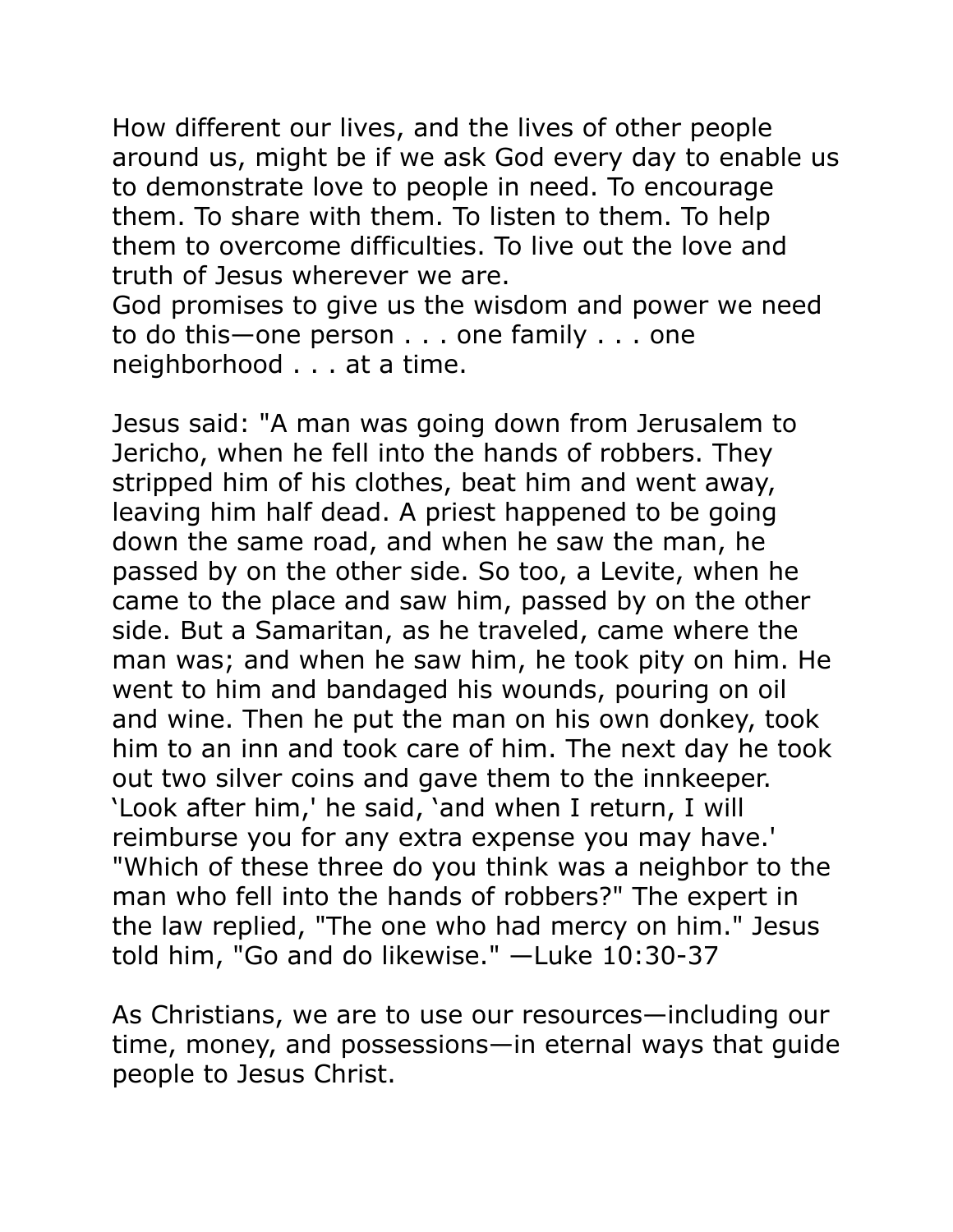How different our lives, and the lives of other people around us, might be if we ask God every day to enable us to demonstrate love to people in need. To encourage them. To share with them. To listen to them. To help them to overcome difficulties. To live out the love and truth of Jesus wherever we are.
God promises to give us the wisdom and power we need to do this—one person . . . one family . . . one neighborhood . . . at a time.

Jesus said: "A man was going down from Jerusalem to Jericho, when he fell into the hands of robbers. They stripped him of his clothes, beat him and went away, leaving him half dead. A priest happened to be going down the same road, and when he saw the man, he passed by on the other side. So too, a Levite, when he came to the place and saw him, passed by on the other side. But a Samaritan, as he traveled, came where the man was; and when he saw him, he took pity on him. He went to him and bandaged his wounds, pouring on oil and wine. Then he put the man on his own donkey, took him to an inn and took care of him. The next day he took out two silver coins and gave them to the innkeeper. 'Look after him,' he said, 'and when I return, I will reimburse you for any extra expense you may have.' "Which of these three do you think was a neighbor to the man who fell into the hands of robbers?" The expert in the law replied, "The one who had mercy on him." Jesus told him, "Go and do likewise." —Luke 10:30-37

As Christians, we are to use our resources—including our time, money, and possessions—in eternal ways that guide people to Jesus Christ.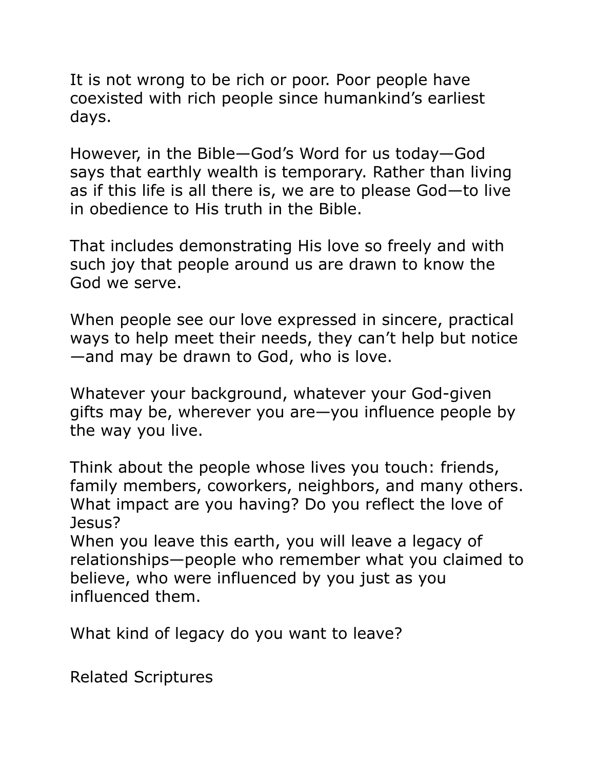It is not wrong to be rich or poor. Poor people have coexisted with rich people since humankind's earliest days.

However, in the Bible—God's Word for us today—God says that earthly wealth is temporary. Rather than living as if this life is all there is, we are to please God—to live in obedience to His truth in the Bible.

That includes demonstrating His love so freely and with such joy that people around us are drawn to know the God we serve.

When people see our love expressed in sincere, practical ways to help meet their needs, they can't help but notice—and may be drawn to God, who is love.

Whatever your background, whatever your God-given gifts may be, wherever you are—you influence people by the way you live.

Think about the people whose lives you touch: friends, family members, coworkers, neighbors, and many others. What impact are you having? Do you reflect the love of Jesus?
When you leave this earth, you will leave a legacy of relationships—people who remember what you claimed to believe, who were influenced by you just as you influenced them.

What kind of legacy do you want to leave?

Related Scriptures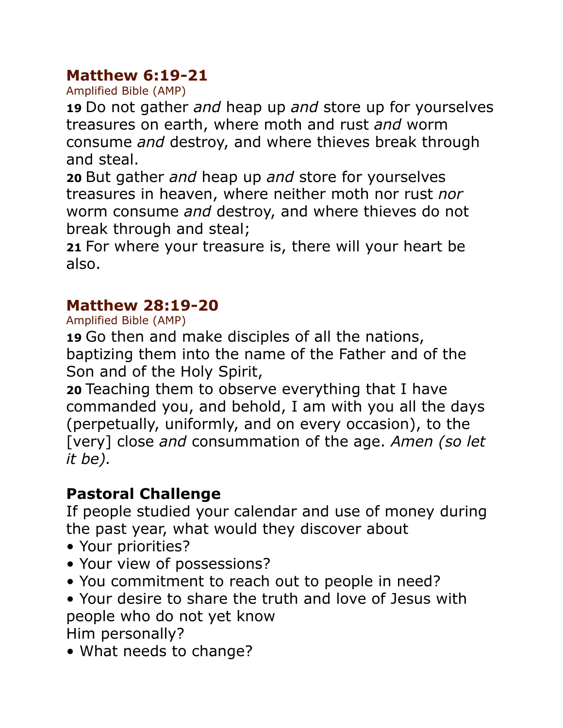## Matthew 6:19-21

Amplified Bible (AMP)

**19** Do not gather *and* heap up *and* store up for yourselves treasures on earth, where moth and rust *and* worm consume *and* destroy, and where thieves break through and steal.
**20** But gather *and* heap up *and* store for yourselves treasures in heaven, where neither moth nor rust *nor* worm consume *and* destroy, and where thieves do not break through and steal;
**21** For where your treasure is, there will your heart be also.

## Matthew 28:19-20

Amplified Bible (AMP)

**19** Go then and make disciples of all the nations, baptizing them into the name of the Father and of the Son and of the Holy Spirit,
**20** Teaching them to observe everything that I have commanded you, and behold, I am with you all the days (perpetually, uniformly, and on every occasion), to the [very] close *and* consummation of the age. *Amen (so let it be).*

### Pastoral Challenge

If people studied your calendar and use of money during the past year, what would they discover about

- Your priorities?
- Your view of possessions?
- You commitment to reach out to people in need?
- Your desire to share the truth and love of Jesus with people who do not yet know
Him personally?
- What needs to change?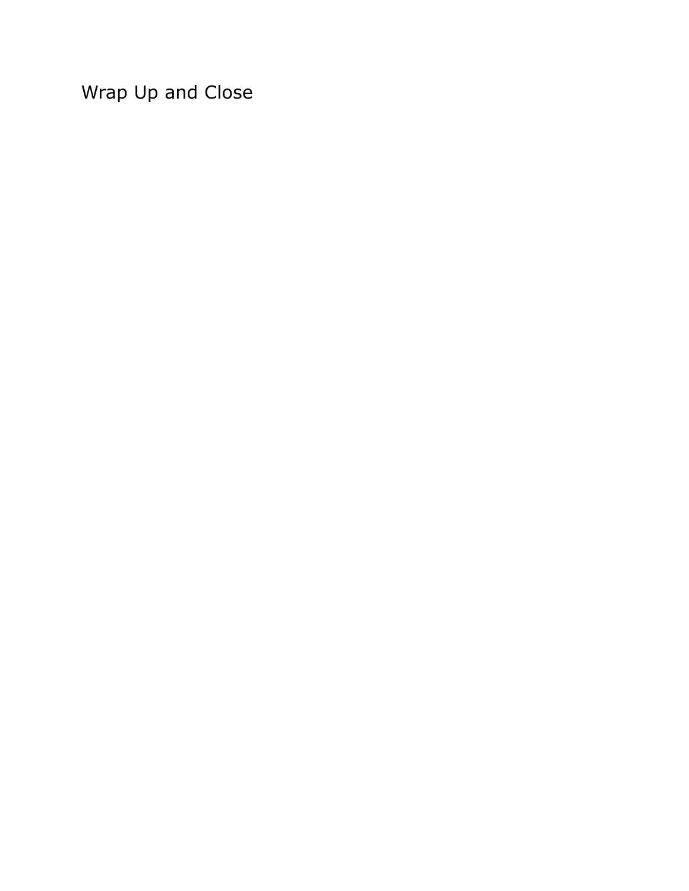Wrap Up and Close